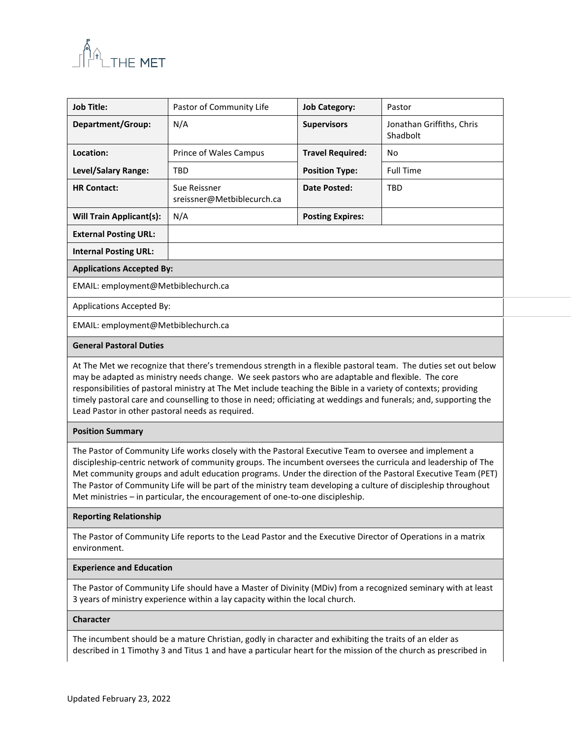THE MET

| **Job Title:** | Pastor of Community Life | **Job Category:** | Pastor |
|---|---|---|---|
| **Department/Group:** | N/A | **Supervisors** | Jonathan Griffiths, Chris Shadbolt |
| **Location:** | Prince of Wales Campus | **Travel Required:** | No |
| **Level/Salary Range:** | TBD | **Position Type:** | Full Time |
| **HR Contact:** | Sue Reissner sreissner@Metbiblecurch.ca | **Date Posted:** | TBD |
| **Will Train Applicant(s):** | N/A | **Posting Expires:** | |
| **External Posting URL:** | | | |
| **Internal Posting URL:** | | | |

**Applications Accepted By:**

EMAIL: employment@Metbiblechurch.ca

Applications Accepted By:

EMAIL: employment@Metbiblechurch.ca

**General Pastoral Duties**

At The Met we recognize that there's tremendous strength in a flexible pastoral team. The duties set out below may be adapted as ministry needs change. We seek pastors who are adaptable and flexible. The core responsibilities of pastoral ministry at The Met include teaching the Bible in a variety of contexts; providing timely pastoral care and counselling to those in need; officiating at weddings and funerals; and, supporting the Lead Pastor in other pastoral needs as required.

**Position Summary**

The Pastor of Community Life works closely with the Pastoral Executive Team to oversee and implement a discipleship-centric network of community groups. The incumbent oversees the curricula and leadership of The Met community groups and adult education programs. Under the direction of the Pastoral Executive Team (PET) The Pastor of Community Life will be part of the ministry team developing a culture of discipleship throughout Met ministries – in particular, the encouragement of one-to-one discipleship.

**Reporting Relationship**

The Pastor of Community Life reports to the Lead Pastor and the Executive Director of Operations in a matrix environment.

**Experience and Education**

The Pastor of Community Life should have a Master of Divinity (MDiv) from a recognized seminary with at least 3 years of ministry experience within a lay capacity within the local church.

**Character**

The incumbent should be a mature Christian, godly in character and exhibiting the traits of an elder as described in 1 Timothy 3 and Titus 1 and have a particular heart for the mission of the church as prescribed in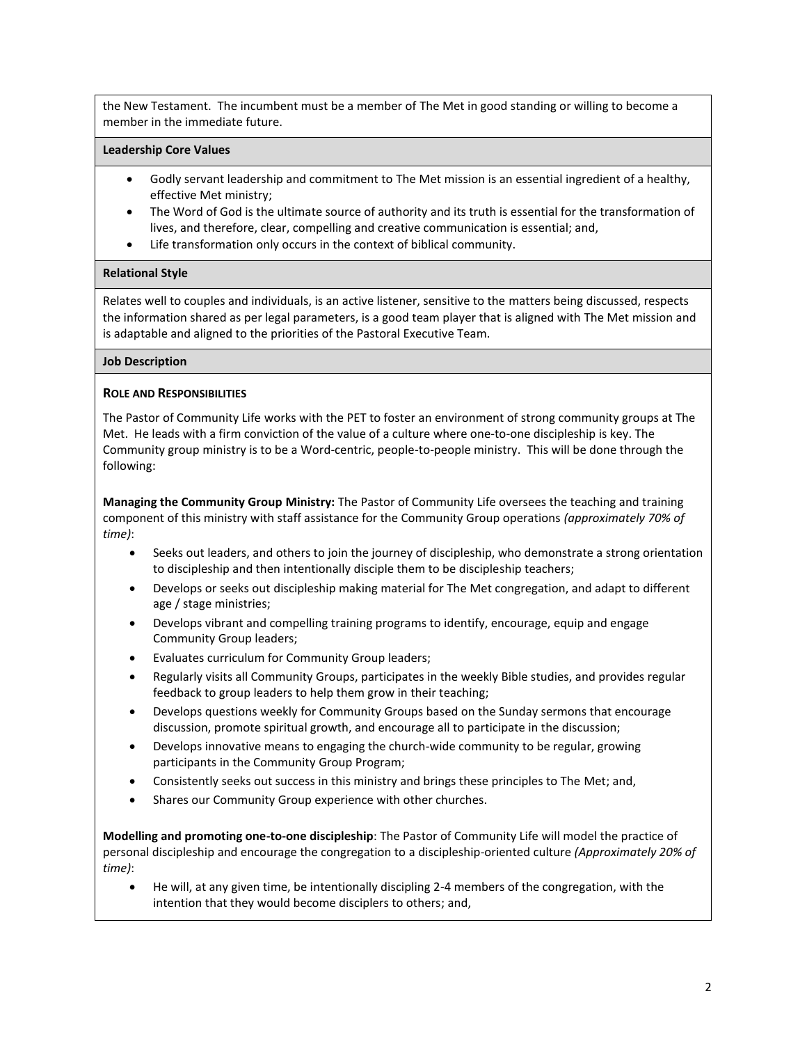the New Testament. The incumbent must be a member of The Met in good standing or willing to become a member in the immediate future.

**Leadership Core Values**

- Godly servant leadership and commitment to The Met mission is an essential ingredient of a healthy, effective Met ministry;
- The Word of God is the ultimate source of authority and its truth is essential for the transformation of lives, and therefore, clear, compelling and creative communication is essential; and,
- Life transformation only occurs in the context of biblical community.

**Relational Style**

Relates well to couples and individuals, is an active listener, sensitive to the matters being discussed, respects the information shared as per legal parameters, is a good team player that is aligned with The Met mission and is adaptable and aligned to the priorities of the Pastoral Executive Team.

**Job Description**

**ROLE AND RESPONSIBILITIES**

The Pastor of Community Life works with the PET to foster an environment of strong community groups at The Met. He leads with a firm conviction of the value of a culture where one-to-one discipleship is key. The Community group ministry is to be a Word-centric, people-to-people ministry. This will be done through the following:

**Managing the Community Group Ministry:** The Pastor of Community Life oversees the teaching and training component of this ministry with staff assistance for the Community Group operations *(approximately 70% of time)*:

- Seeks out leaders, and others to join the journey of discipleship, who demonstrate a strong orientation to discipleship and then intentionally disciple them to be discipleship teachers;
- Develops or seeks out discipleship making material for The Met congregation, and adapt to different age / stage ministries;
- Develops vibrant and compelling training programs to identify, encourage, equip and engage Community Group leaders;
- Evaluates curriculum for Community Group leaders;
- Regularly visits all Community Groups, participates in the weekly Bible studies, and provides regular feedback to group leaders to help them grow in their teaching;
- Develops questions weekly for Community Groups based on the Sunday sermons that encourage discussion, promote spiritual growth, and encourage all to participate in the discussion;
- Develops innovative means to engaging the church-wide community to be regular, growing participants in the Community Group Program;
- Consistently seeks out success in this ministry and brings these principles to The Met; and,
- Shares our Community Group experience with other churches.

**Modelling and promoting one-to-one discipleship**: The Pastor of Community Life will model the practice of personal discipleship and encourage the congregation to a discipleship-oriented culture *(Approximately 20% of time)*:

- He will, at any given time, be intentionally discipling 2-4 members of the congregation, with the intention that they would become disciplers to others; and,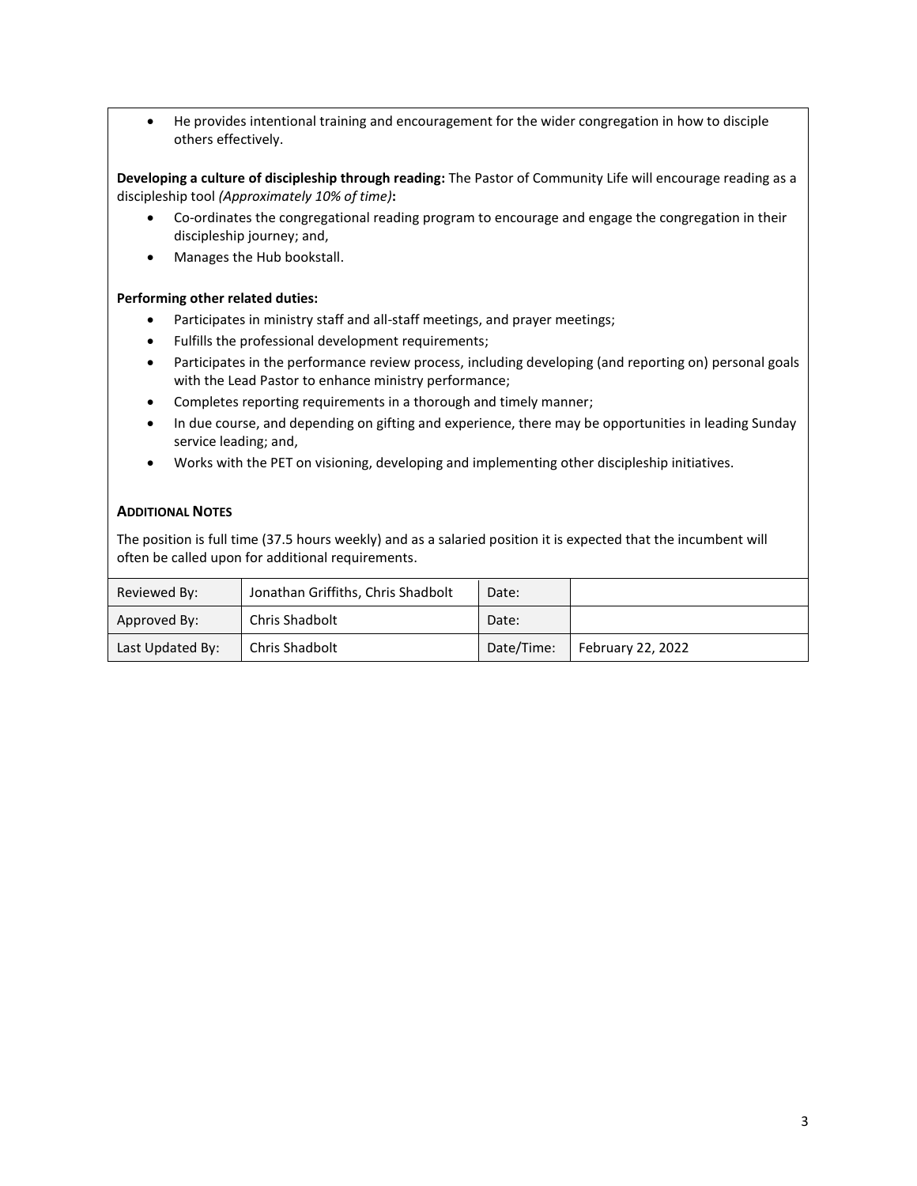- He provides intentional training and encouragement for the wider congregation in how to disciple others effectively.

**Developing a culture of discipleship through reading:** The Pastor of Community Life will encourage reading as a discipleship tool *(Approximately 10% of time)***:**

- Co-ordinates the congregational reading program to encourage and engage the congregation in their discipleship journey; and,
- Manages the Hub bookstall.

**Performing other related duties:**

- Participates in ministry staff and all-staff meetings, and prayer meetings;
- Fulfills the professional development requirements;
- Participates in the performance review process, including developing (and reporting on) personal goals with the Lead Pastor to enhance ministry performance;
- Completes reporting requirements in a thorough and timely manner;
- In due course, and depending on gifting and experience, there may be opportunities in leading Sunday service leading; and,
- Works with the PET on visioning, developing and implementing other discipleship initiatives.

## ADDITIONAL NOTES

The position is full time (37.5 hours weekly) and as a salaried position it is expected that the incumbent will often be called upon for additional requirements.

| | | | |
|---|---|---|---|
| Reviewed By: | Jonathan Griffiths, Chris Shadbolt | Date: | |
| Approved By: | Chris Shadbolt | Date: | |
| Last Updated By: | Chris Shadbolt | Date/Time: | February 22, 2022 |